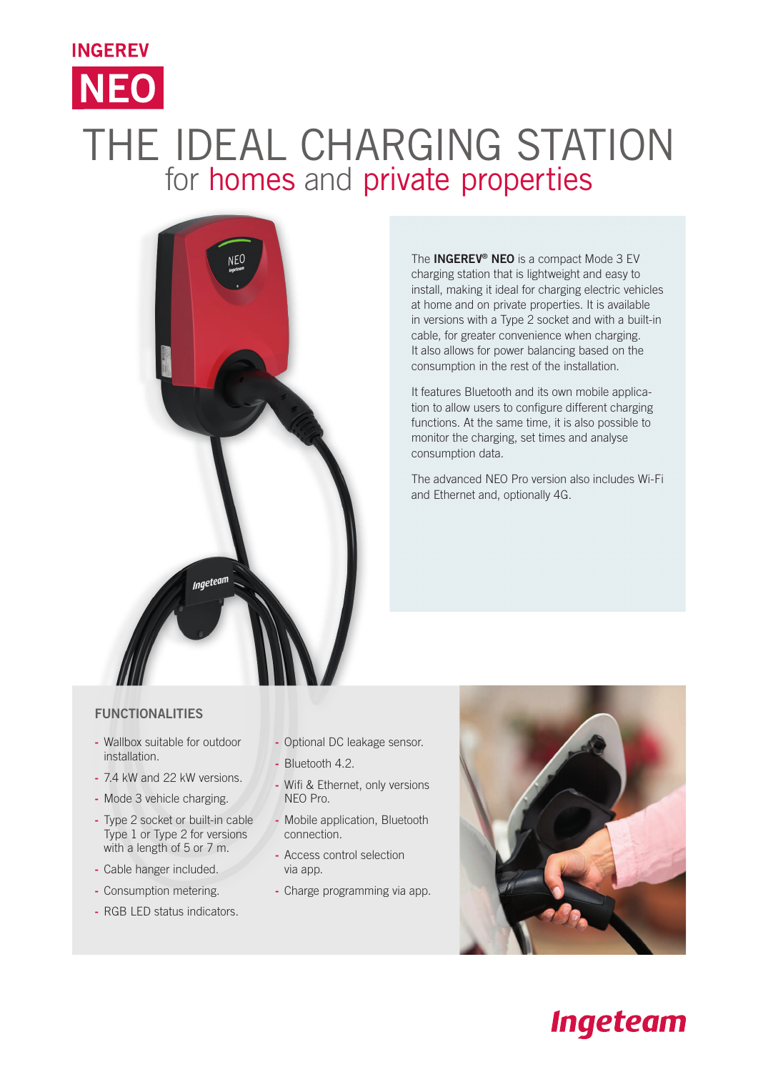INGEREV

# NEO

# THE IDEAL CHARGING STATION

## for homes and private properties

The **INGEREV® NEO** is a compact Mode 3 EV charging station that is lightweight and easy to install, making it ideal for charging electric vehicles at home and on private properties. It is available in versions with a Type 2 socket and with a built-in cable, for greater convenience when charging. It also allows for power balancing based on the consumption in the rest of the installation.

It features Bluetooth and its own mobile application to allow users to configure different charging functions. At the same time, it is also possible to monitor the charging, set times and analyse consumption data.

The advanced NEO Pro version also includes Wi-Fi and Ethernet and, optionally 4G.

### FUNCTIONALITIES

- Wallbox suitable for outdoor installation.
- 7.4 kW and 22 kW versions.
- Mode 3 vehicle charging.
- Type 2 socket or built-in cable Type 1 or Type 2 for versions with a length of 5 or 7 m.
- Cable hanger included.
- Consumption metering.
- RGB LED status indicators.
- Optional DC leakage sensor.
- Bluetooth 4.2.
- Wifi & Ethernet, only versions NEO Pro.
- Mobile application, Bluetooth connection.
- Access control selection via app.
- Charge programming via app.

Ingeteam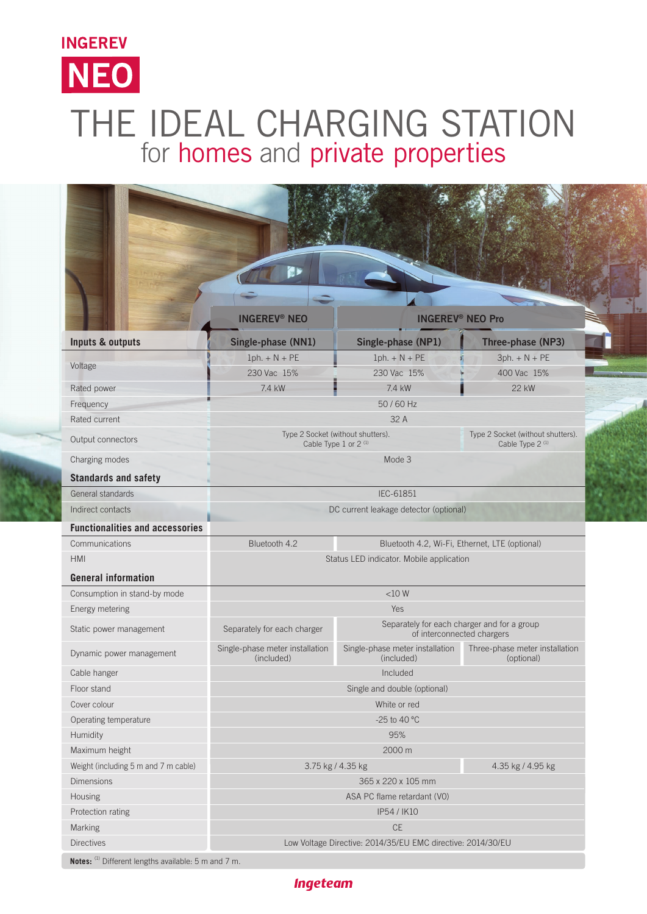INGEREV

# NEO

# THE IDEAL CHARGING STATION
## for homes and private properties

| | INGEREV® NEO | INGEREV® NEO Pro | |
|---|---|---|---|
| **Inputs & outputs** | **Single-phase (NN1)** | **Single-phase (NP1)** | **Three-phase (NP3)** |
| Voltage | 1ph. + N + PE<br>230 Vac 15% | 1ph. + N + PE<br>230 Vac 15% | 3ph. + N + PE<br>400 Vac 15% |
| Rated power | 7.4 kW | 7.4 kW | 22 kW |
| Frequency | 50 / 60 Hz | | |
| Rated current | 32 A | | |
| Output connectors | Type 2 Socket (without shutters). Cable Type 1 or 2 [1] | | Type 2 Socket (without shutters). Cable Type 2 [1] |
| Charging modes | Mode 3 | | |
| **Standards and safety** | | | |
| General standards | IEC-61851 | | |
| Indirect contacts | DC current leakage detector (optional) | | |
| **Functionalities and accessories** | | | |
| Communications | Bluetooth 4.2 | Bluetooth 4.2, Wi-Fi, Ethernet, LTE (optional) | |
| HMI | Status LED indicator. Mobile application | | |
| **General information** | | | |
| Consumption in stand-by mode | <10 W | | |
| Energy metering | Yes | | |
| Static power management | Separately for each charger | Separately for each charger and for a group of interconnected chargers | |
| Dynamic power management | Single-phase meter installation (included) | Single-phase meter installation (included) | Three-phase meter installation (optional) |
| Cable hanger | Included | | |
| Floor stand | Single and double (optional) | | |
| Cover colour | White or red | | |
| Operating temperature | -25 to 40 °C | | |
| Humidity | 95% | | |
| Maximum height | 2000 m | | |
| Weight (including 5 m and 7 m cable) | 3.75 kg / 4.35 kg | | 4.35 kg / 4.95 kg |
| Dimensions | 365 x 220 x 105 mm | | |
| Housing | ASA PC flame retardant (V0) | | |
| Protection rating | IP54 / IK10 | | |
| Marking | CE | | |
| Directives | Low Voltage Directive: 2014/35/EU EMC directive: 2014/30/EU | | |

**Notes:** [1] Different lengths available: 5 m and 7 m.

Ingeteam